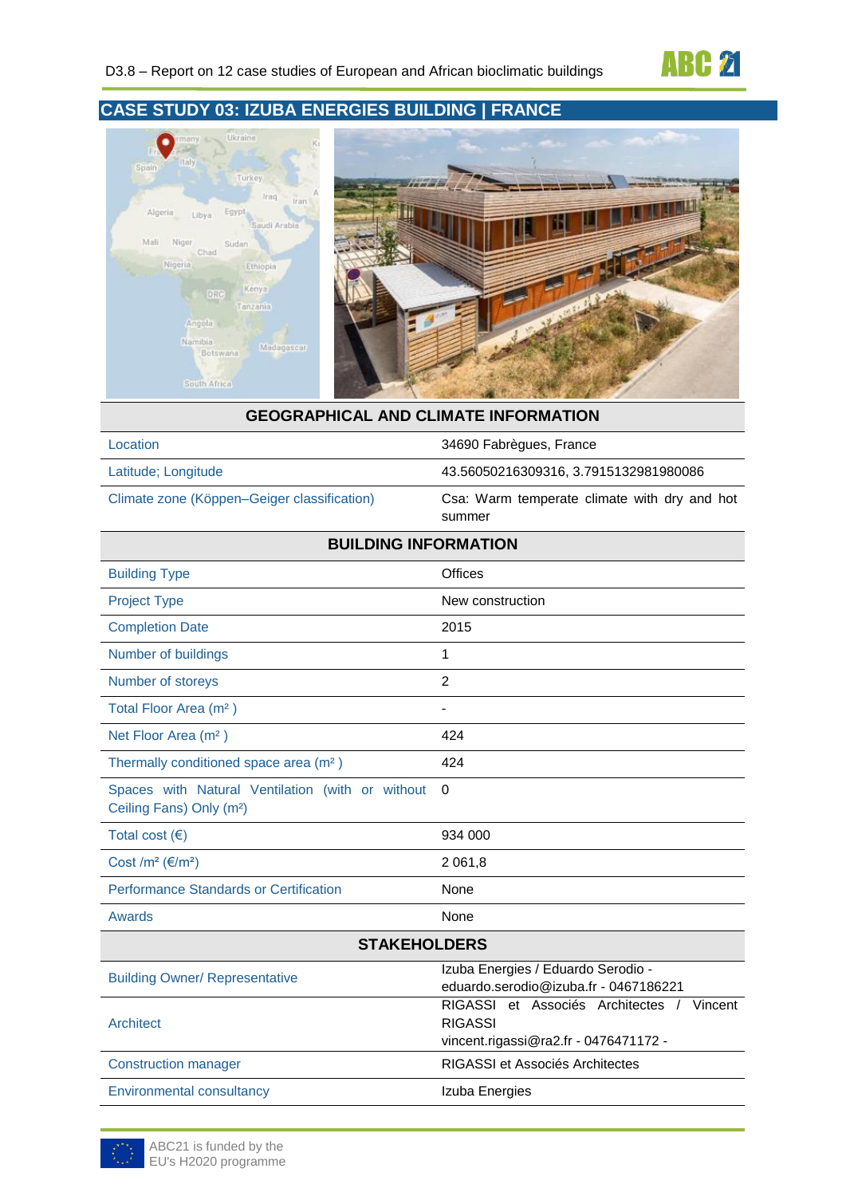# CASE STUDY 03: IZUBA ENERGIES BUILDING | FRANCE

| GEOGRAPHICAL AND CLIMATE INFORMATION | |
|---|---|
| Location | 34690 Fabrègues, France |
| Latitude; Longitude | 43.56050216309316, 3.7915132981980086 |
| Climate zone (Köppen–Geiger classification) | Csa: Warm temperate climate with dry and hot summer |

| BUILDING INFORMATION | |
|---|---|
| Building Type | Offices |
| Project Type | New construction |
| Completion Date | 2015 |
| Number of buildings | 1 |
| Number of storeys | 2 |
| Total Floor Area (m² ) | - |
| Net Floor Area (m² ) | 424 |
| Thermally conditioned space area (m² ) | 424 |
| Spaces with Natural Ventilation (with or without Ceiling Fans) Only (m²) | 0 |
| Total cost (€) | 934 000 |
| Cost /m² (€/m²) | 2 061,8 |
| Performance Standards or Certification | None |
| Awards | None |

| STAKEHOLDERS | |
|---|---|
| Building Owner/ Representative | Izuba Energies / Eduardo Serodio - eduardo.serodio@izuba.fr - 0467186221 |
| Architect | RIGASSI et Associés Architectes / Vincent RIGASSI vincent.rigassi@ra2.fr - 0476471172 - |
| Construction manager | RIGASSI et Associés Architectes |
| Environmental consultancy | Izuba Energies |

ABC21 is funded by the EU's H2020 programme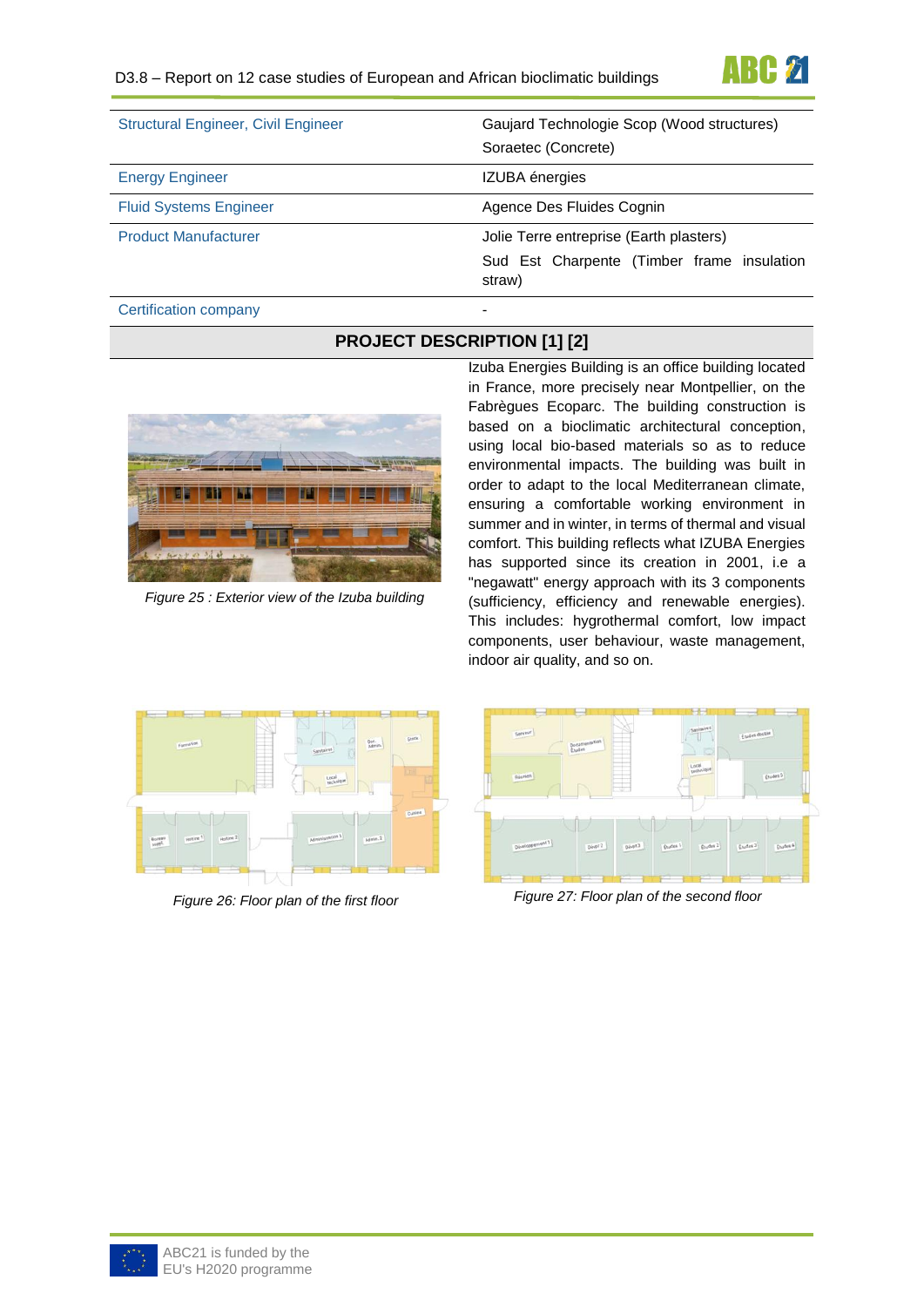| | |
|---|---|
| Structural Engineer, Civil Engineer | Gaujard Technologie Scop (Wood structures)<br>Soraetec (Concrete) |
| Energy Engineer | IZUBA énergies |
| Fluid Systems Engineer | Agence Des Fluides Cognin |
| Product Manufacturer | Jolie Terre entreprise (Earth plasters)<br>Sud Est Charpente (Timber frame insulation straw) |
| Certification company | - |

## PROJECT DESCRIPTION [1] [2]

*Figure 25 : Exterior view of the Izuba building*

Izuba Energies Building is an office building located in France, more precisely near Montpellier, on the Fabrègues Ecoparc. The building construction is based on a bioclimatic architectural conception, using local bio-based materials so as to reduce environmental impacts. The building was built in order to adapt to the local Mediterranean climate, ensuring a comfortable working environment in summer and in winter, in terms of thermal and visual comfort. This building reflects what IZUBA Energies has supported since its creation in 2001, i.e a "negawatt" energy approach with its 3 components (sufficiency, efficiency and renewable energies). This includes: hygrothermal comfort, low impact components, user behaviour, waste management, indoor air quality, and so on.

*Figure 26: Floor plan of the first floor*

*Figure 27: Floor plan of the second floor*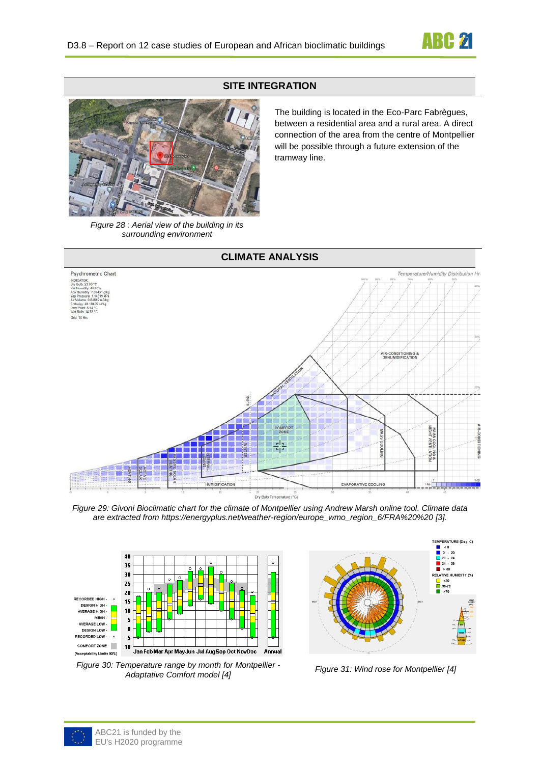## SITE INTEGRATION

The building is located in the Eco-Parc Fabrègues, between a residential area and a rural area. A direct connection of the area from the centre of Montpellier will be possible through a future extension of the tramway line.

*Figure 28 : Aerial view of the building in its surrounding environment*

## CLIMATE ANALYSIS

*Figure 29: Givoni Bioclimatic chart for the climate of Montpellier using Andrew Marsh online tool. Climate data are extracted from https://energyplus.net/weather-region/europe_wmo_region_6/FRA%20%20 [3].*

*Figure 30: Temperature range by month for Montpellier - Adaptative Comfort model [4]*

*Figure 31: Wind rose for Montpellier [4]*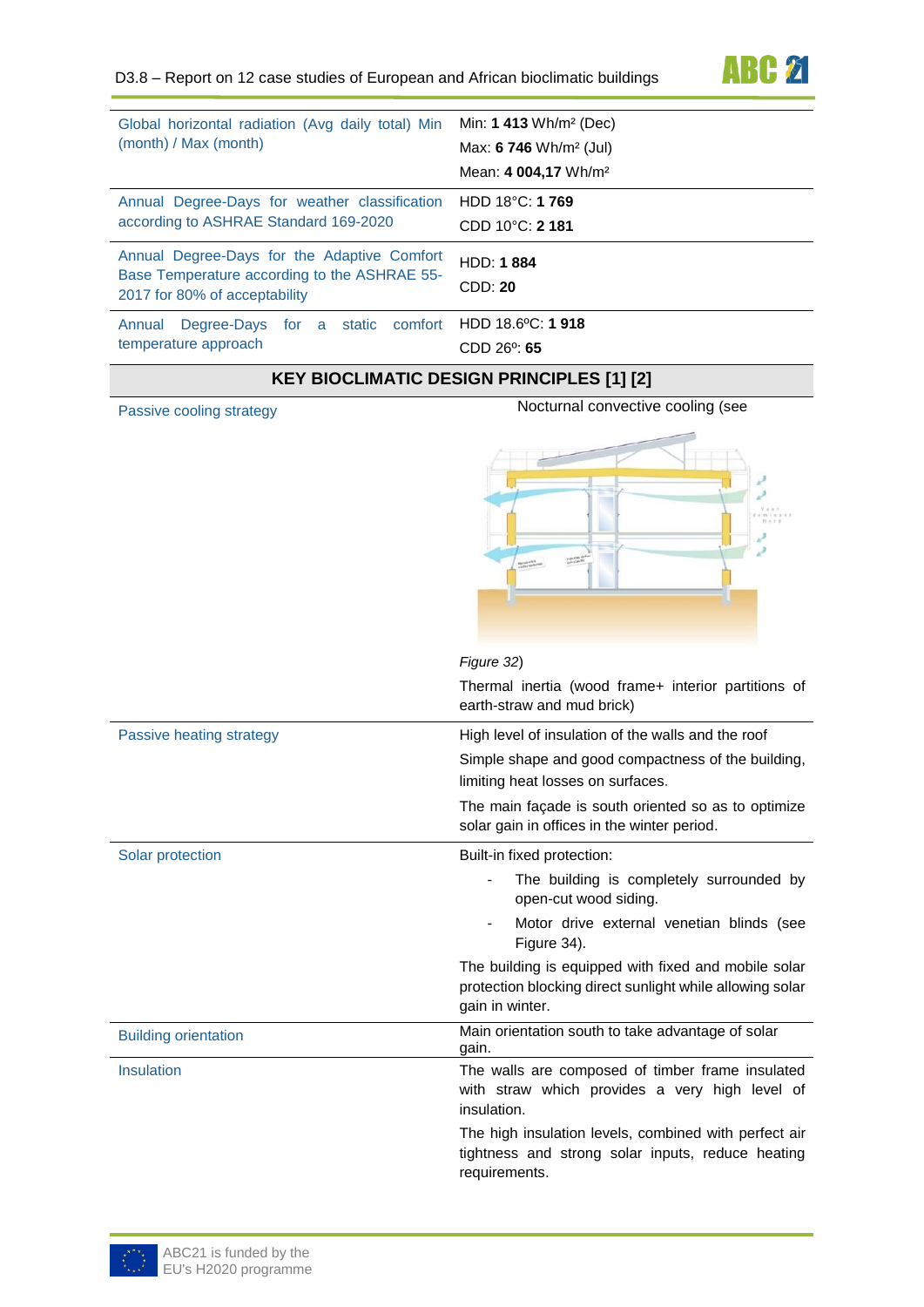| | |
|---|---|
| Global horizontal radiation (Avg daily total) Min (month) / Max (month) | Min: **1 413** Wh/m² (Dec)<br>Max: **6 746** Wh/m² (Jul)<br>Mean: **4 004,17** Wh/m² |
| Annual Degree-Days for weather classification according to ASHRAE Standard 169-2020 | HDD 18°C: **1 769**<br>CDD 10°C: **2 181** |
| Annual Degree-Days for the Adaptive Comfort Base Temperature according to the ASHRAE 55-2017 for 80% of acceptability | HDD: **1 884**<br>CDD: **20** |
| Annual Degree-Days for a static comfort temperature approach | HDD 18.6ºC: **1 918**<br>CDD 26º: **65** |
| **KEY BIOCLIMATIC DESIGN PRINCIPLES [1] [2]** | |
| Passive cooling strategy | Nocturnal convective cooling (see *Figure 32*)<br>Thermal inertia (wood frame+ interior partitions of earth-straw and mud brick) |
| Passive heating strategy | High level of insulation of the walls and the roof<br>Simple shape and good compactness of the building, limiting heat losses on surfaces.<br>The main façade is south oriented so as to optimize solar gain in offices in the winter period. |
| Solar protection | Built-in fixed protection:<br>- The building is completely surrounded by open-cut wood siding.<br>- Motor drive external venetian blinds (see Figure 34).<br>The building is equipped with fixed and mobile solar protection blocking direct sunlight while allowing solar gain in winter. |
| Building orientation | Main orientation south to take advantage of solar gain. |
| Insulation | The walls are composed of timber frame insulated with straw which provides a very high level of insulation.<br>The high insulation levels, combined with perfect air tightness and strong solar inputs, reduce heating requirements. |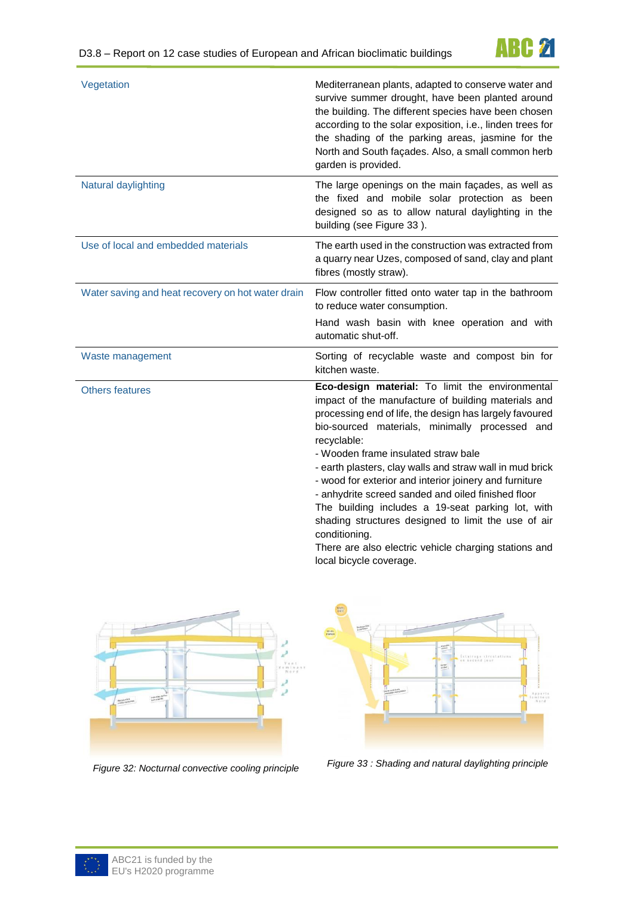| | |
|---|---|
| Vegetation | Mediterranean plants, adapted to conserve water and survive summer drought, have been planted around the building. The different species have been chosen according to the solar exposition, i.e., linden trees for the shading of the parking areas, jasmine for the North and South façades. Also, a small common herb garden is provided. |
| Natural daylighting | The large openings on the main façades, as well as the fixed and mobile solar protection as been designed so as to allow natural daylighting in the building (see Figure 33 ). |
| Use of local and embedded materials | The earth used in the construction was extracted from a quarry near Uzes, composed of sand, clay and plant fibres (mostly straw). |
| Water saving and heat recovery on hot water drain | Flow controller fitted onto water tap in the bathroom to reduce water consumption.<br>Hand wash basin with knee operation and with automatic shut-off. |
| Waste management | Sorting of recyclable waste and compost bin for kitchen waste. |
| Others features | **Eco-design material:** To limit the environmental impact of the manufacture of building materials and processing end of life, the design has largely favoured bio-sourced materials, minimally processed and recyclable:<br>- Wooden frame insulated straw bale<br>- earth plasters, clay walls and straw wall in mud brick<br>- wood for exterior and interior joinery and furniture<br>- anhydrite screed sanded and oiled finished floor<br>The building includes a 19-seat parking lot, with shading structures designed to limit the use of air conditioning.<br>There are also electric vehicle charging stations and local bicycle coverage. |

*Figure 32: Nocturnal convective cooling principle*

*Figure 33 : Shading and natural daylighting principle*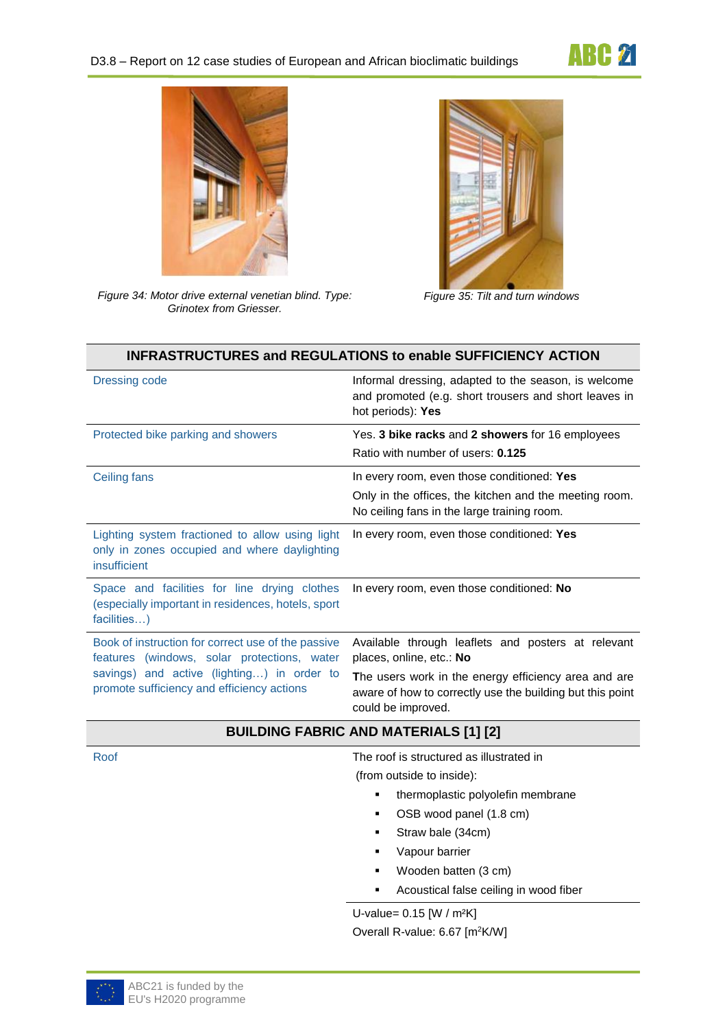*Figure 34: Motor drive external venetian blind. Type: Grinotex from Griesser.*

*Figure 35: Tilt and turn windows*

| INFRASTRUCTURES and REGULATIONS to enable SUFFICIENCY ACTION | |
|---|---|
| Dressing code | Informal dressing, adapted to the season, is welcome and promoted (e.g. short trousers and short leaves in hot periods): **Yes** |
| Protected bike parking and showers | Yes. **3 bike racks** and **2 showers** for 16 employees<br>Ratio with number of users: **0.125** |
| Ceiling fans | In every room, even those conditioned: **Yes**<br>Only in the offices, the kitchen and the meeting room. No ceiling fans in the large training room. |
| Lighting system fractioned to allow using light only in zones occupied and where daylighting insufficient | In every room, even those conditioned: **Yes** |
| Space and facilities for line drying clothes (especially important in residences, hotels, sport facilities…) | In every room, even those conditioned: **No** |
| Book of instruction for correct use of the passive features (windows, solar protections, water savings) and active (lighting…) in order to promote sufficiency and efficiency actions | Available through leaflets and posters at relevant places, online, etc.: **No**<br>**T**he users work in the energy efficiency area and are aware of how to correctly use the building but this point could be improved. |
| **BUILDING FABRIC AND MATERIALS [1] [2]** | |
| Roof | The roof is structured as illustrated in (from outside to inside):<br>▪ thermoplastic polyolefin membrane<br>▪ OSB wood panel (1.8 cm)<br>▪ Straw bale (34cm)<br>▪ Vapour barrier<br>▪ Wooden batten (3 cm)<br>▪ Acoustical false ceiling in wood fiber |
| | U-value= 0.15 [W / m²K]<br>Overall R-value: 6.67 [$m^2K/W$] |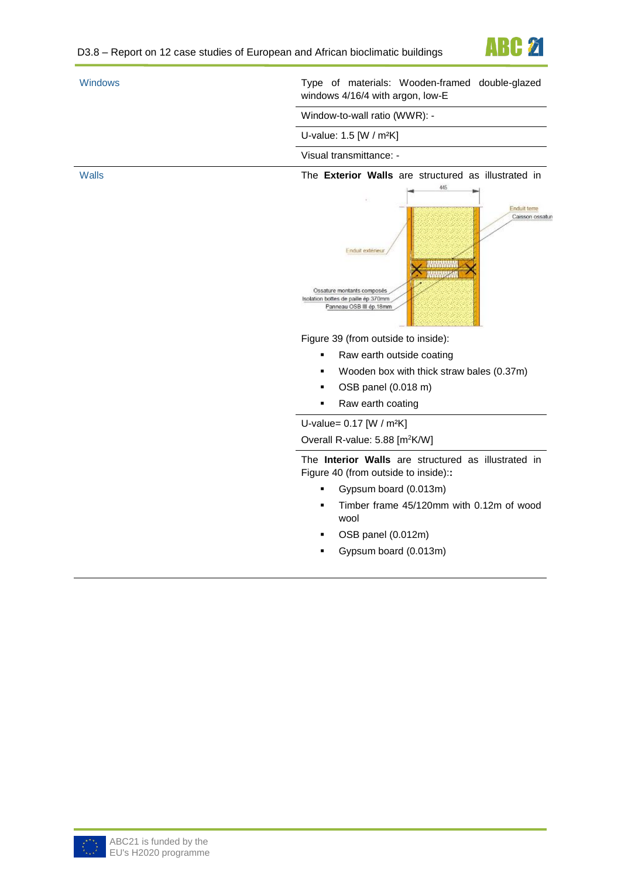| | |
|---|---|
| Windows | Type of materials: Wooden-framed double-glazed windows 4/16/4 with argon, low-E |
| | Window-to-wall ratio (WWR): - |
| | U-value: 1.5 [W / m²K] |
| | Visual transmittance: - |
| Walls | The **Exterior Walls** are structured as illustrated in Figure 39 (from outside to inside): <br>▪ Raw earth outside coating <br>▪ Wooden box with thick straw bales (0.37m) <br>▪ OSB panel (0.018 m) <br>▪ Raw earth coating |
| | U-value= 0.17 [W / m²K] <br>Overall R-value: 5.88 [m²K/W] |
| | The **Interior Walls** are structured as illustrated in Figure 40 (from outside to inside):**:** <br>▪ Gypsum board (0.013m) <br>▪ Timber frame 45/120mm with 0.12m of wood wool <br>▪ OSB panel (0.012m) <br>▪ Gypsum board (0.013m) |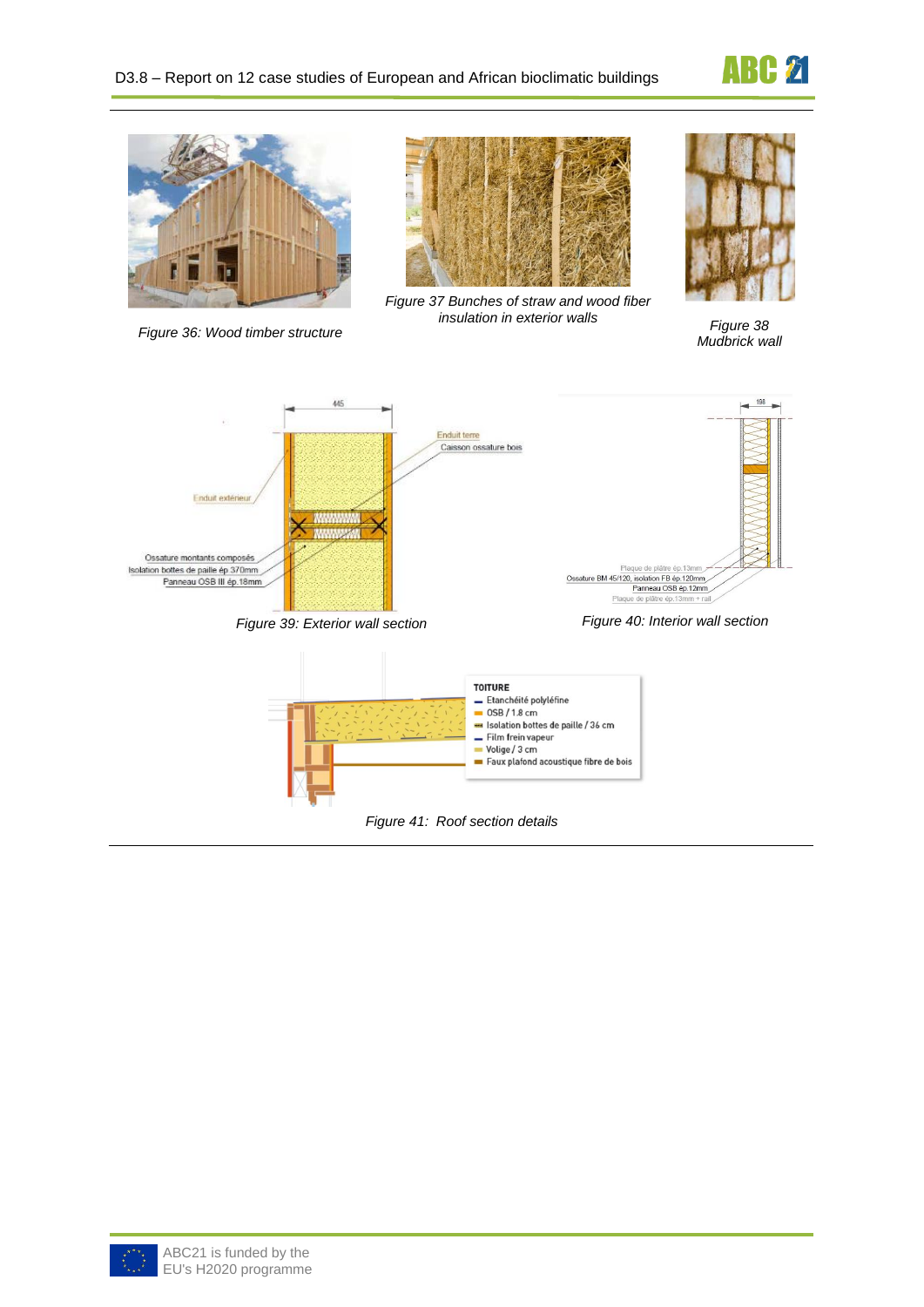Figure 36: Wood timber structure

Figure 37 Bunches of straw and wood fiber insulation in exterior walls

Figure 38 Mudbrick wall

Figure 39: Exterior wall section

Figure 40: Interior wall section

Figure 41: Roof section details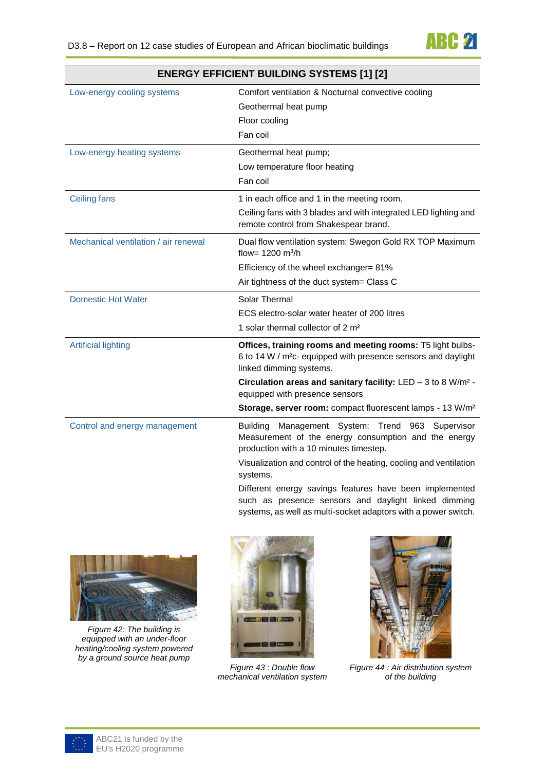| ENERGY EFFICIENT BUILDING SYSTEMS [1] [2] | |
|---|---|
| Low-energy cooling systems | Comfort ventilation & Nocturnal convective cooling<br>Geothermal heat pump<br>Floor cooling<br>Fan coil |
| Low-energy heating systems | Geothermal heat pump;<br>Low temperature floor heating<br>Fan coil |
| Ceiling fans | 1 in each office and 1 in the meeting room.<br>Ceiling fans with 3 blades and with integrated LED lighting and remote control from Shakespear brand. |
| Mechanical ventilation / air renewal | Dual flow ventilation system: Swegon Gold RX TOP Maximum flow= 1200 $m^3$/h<br>Efficiency of the wheel exchanger= 81%<br>Air tightness of the duct system= Class C |
| Domestic Hot Water | Solar Thermal<br>ECS electro-solar water heater of 200 litres<br>1 solar thermal collector of 2 m² |
| Artificial lighting | **Offices, training rooms and meeting rooms:** T5 light bulbs- 6 to 14 W / m²c- equipped with presence sensors and daylight linked dimming systems.<br>**Circulation areas and sanitary facility:** LED – 3 to 8 W/m² - equipped with presence sensors<br>**Storage, server room:** compact fluorescent lamps - 13 W/m² |
| Control and energy management | Building Management System: Trend 963 Supervisor Measurement of the energy consumption and the energy production with a 10 minutes timestep.<br>Visualization and control of the heating, cooling and ventilation systems.<br>Different energy savings features have been implemented such as presence sensors and daylight linked dimming systems, as well as multi-socket adaptors with a power switch. |

*Figure 42: The building is equipped with an under-floor heating/cooling system powered by a ground source heat pump*

*Figure 43 : Double flow mechanical ventilation system*

*Figure 44 : Air distribution system of the building*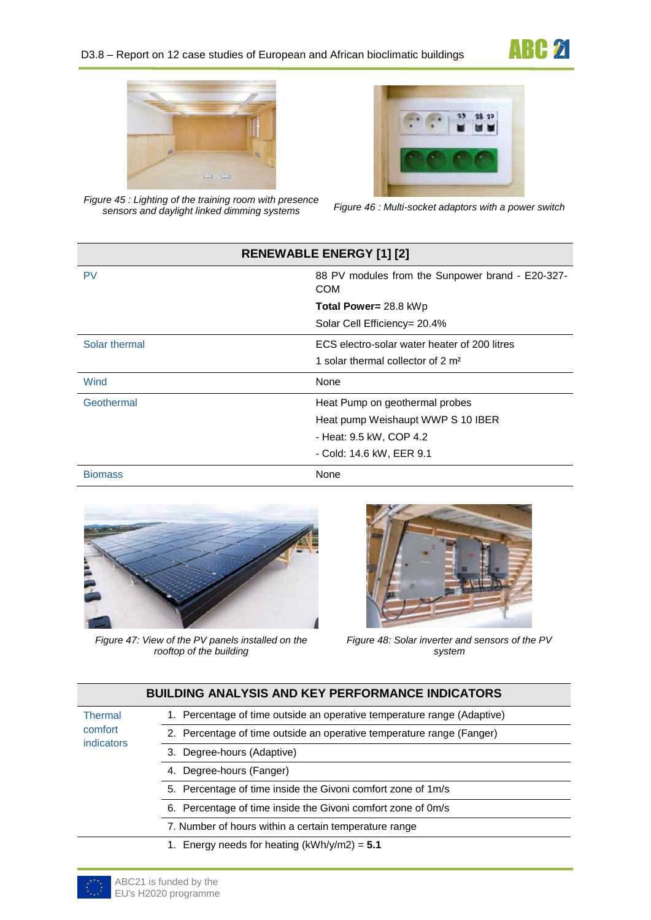Figure 45 : Lighting of the training room with presence sensors and daylight linked dimming systems

Figure 46 : Multi-socket adaptors with a power switch

| RENEWABLE ENERGY [1] [2] | |
|---|---|
| PV | 88 PV modules from the Sunpower brand - E20-327-COM<br>**Total Power=** 28.8 kWp<br>Solar Cell Efficiency= 20.4% |
| Solar thermal | ECS electro-solar water heater of 200 litres<br>1 solar thermal collector of 2 m² |
| Wind | None |
| Geothermal | Heat Pump on geothermal probes<br>Heat pump Weishaupt WWP S 10 IBER<br>- Heat: 9.5 kW, COP 4.2<br>- Cold: 14.6 kW, EER 9.1 |
| Biomass | None |

Figure 47: View of the PV panels installed on the rooftop of the building

Figure 48: Solar inverter and sensors of the PV system

| BUILDING ANALYSIS AND KEY PERFORMANCE INDICATORS | |
|---|---|
| Thermal comfort indicators | 1. Percentage of time outside an operative temperature range (Adaptive) |
| | 2. Percentage of time outside an operative temperature range (Fanger) |
| | 3. Degree-hours (Adaptive) |
| | 4. Degree-hours (Fanger) |
| | 5. Percentage of time inside the Givoni comfort zone of 1m/s |
| | 6. Percentage of time inside the Givoni comfort zone of 0m/s |
| | 7. Number of hours within a certain temperature range |
| | 1. Energy needs for heating (kWh/y/m2) = **5.1** |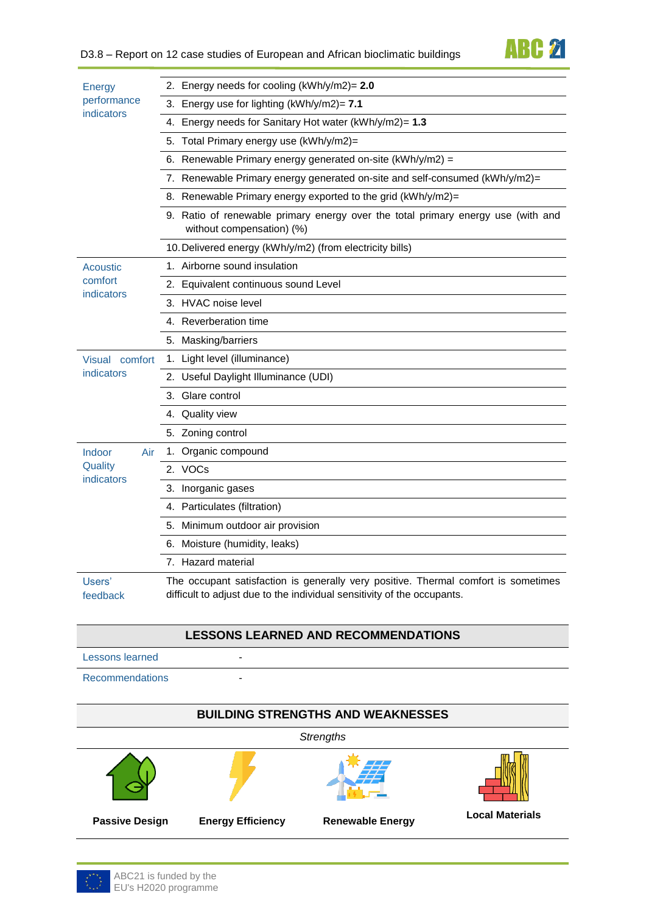| | |
|---|---|
| Energy performance indicators | 2. Energy needs for cooling (kWh/y/m2)= **2.0** |
| | 3. Energy use for lighting (kWh/y/m2)= **7.1** |
| | 4. Energy needs for Sanitary Hot water (kWh/y/m2)= **1.3** |
| | 5. Total Primary energy use (kWh/y/m2)= |
| | 6. Renewable Primary energy generated on-site (kWh/y/m2) = |
| | 7. Renewable Primary energy generated on-site and self-consumed (kWh/y/m2)= |
| | 8. Renewable Primary energy exported to the grid (kWh/y/m2)= |
| | 9. Ratio of renewable primary energy over the total primary energy use (with and without compensation) (%) |
| | 10. Delivered energy (kWh/y/m2) (from electricity bills) |
| Acoustic comfort indicators | 1. Airborne sound insulation |
| | 2. Equivalent continuous sound Level |
| | 3. HVAC noise level |
| | 4. Reverberation time |
| | 5. Masking/barriers |
| Visual comfort indicators | 1. Light level (illuminance) |
| | 2. Useful Daylight Illuminance (UDI) |
| | 3. Glare control |
| | 4. Quality view |
| | 5. Zoning control |
| Indoor Air Quality indicators | 1. Organic compound |
| | 2. VOCs |
| | 3. Inorganic gases |
| | 4. Particulates (filtration) |
| | 5. Minimum outdoor air provision |
| | 6. Moisture (humidity, leaks) |
| | 7. Hazard material |
| Users' feedback | The occupant satisfaction is generally very positive. Thermal comfort is sometimes difficult to adjust due to the individual sensitivity of the occupants. |

## LESSONS LEARNED AND RECOMMENDATIONS

| | |
|---|---|
| Lessons learned | - |
| Recommendations | - |

## BUILDING STRENGTHS AND WEAKNESSES

*Strengths*

| Passive Design | Energy Efficiency | Renewable Energy | Local Materials |
|---|---|---|---|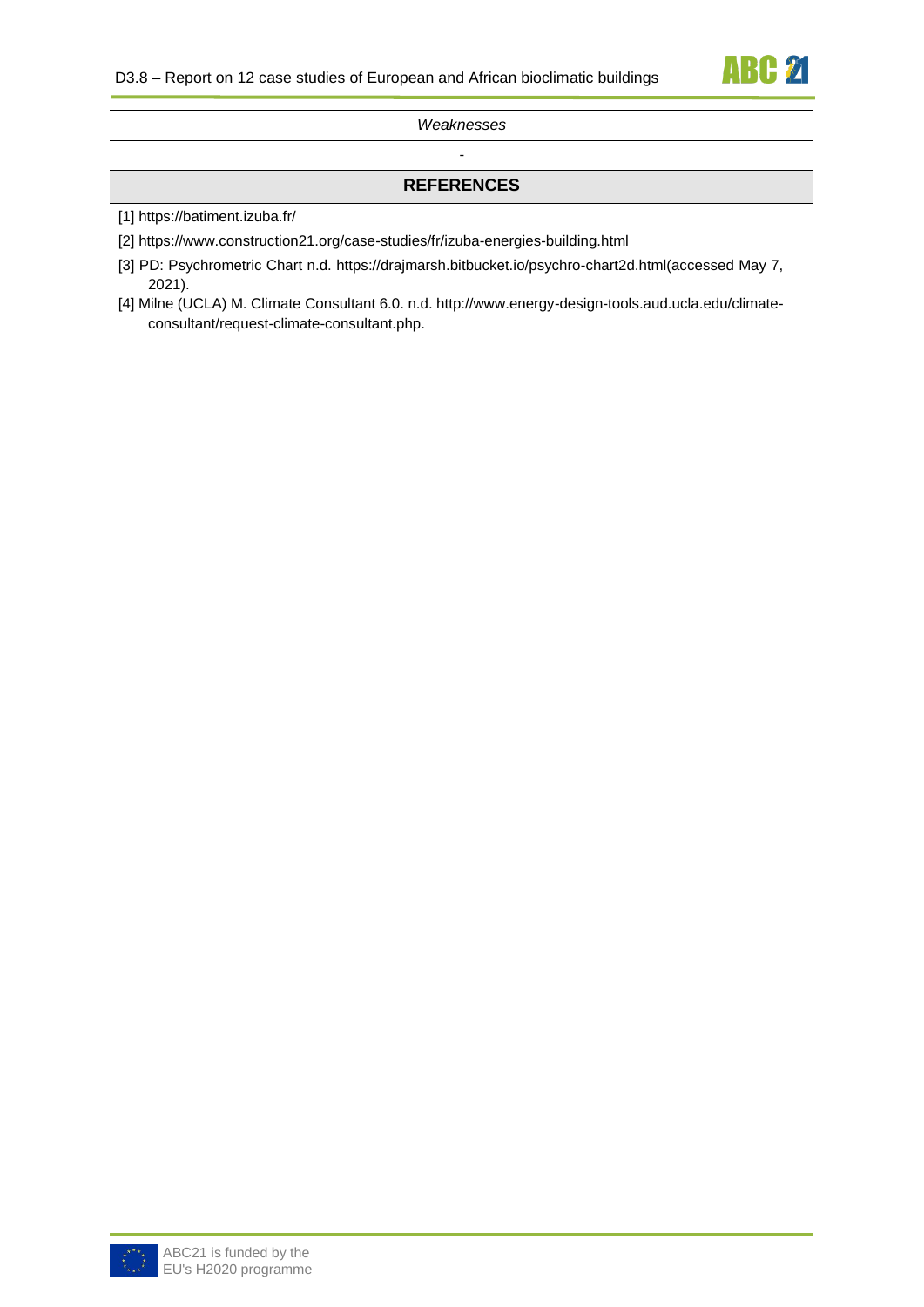*Weaknesses*

-

## REFERENCES

[1] https://batiment.izuba.fr/

[2] https://www.construction21.org/case-studies/fr/izuba-energies-building.html

[3] PD: Psychrometric Chart n.d. https://drajmarsh.bitbucket.io/psychro-chart2d.html(accessed May 7, 2021).

[4] Milne (UCLA) M. Climate Consultant 6.0. n.d. http://www.energy-design-tools.aud.ucla.edu/climate-consultant/request-climate-consultant.php.